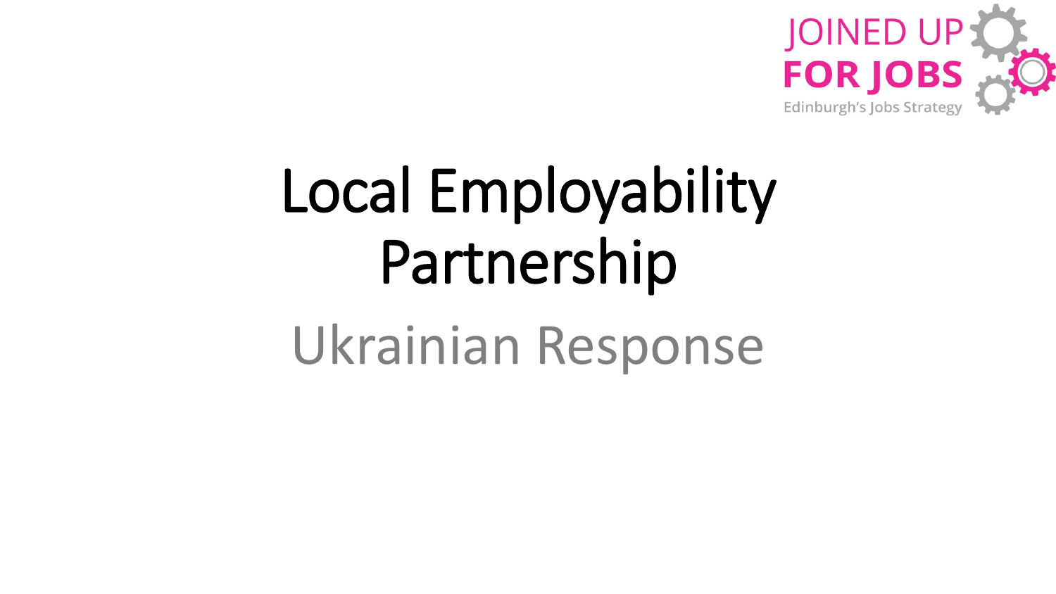JOINED UP FOR JOBS
Edinburgh's Jobs Strategy

# Local Employability Partnership

## Ukrainian Response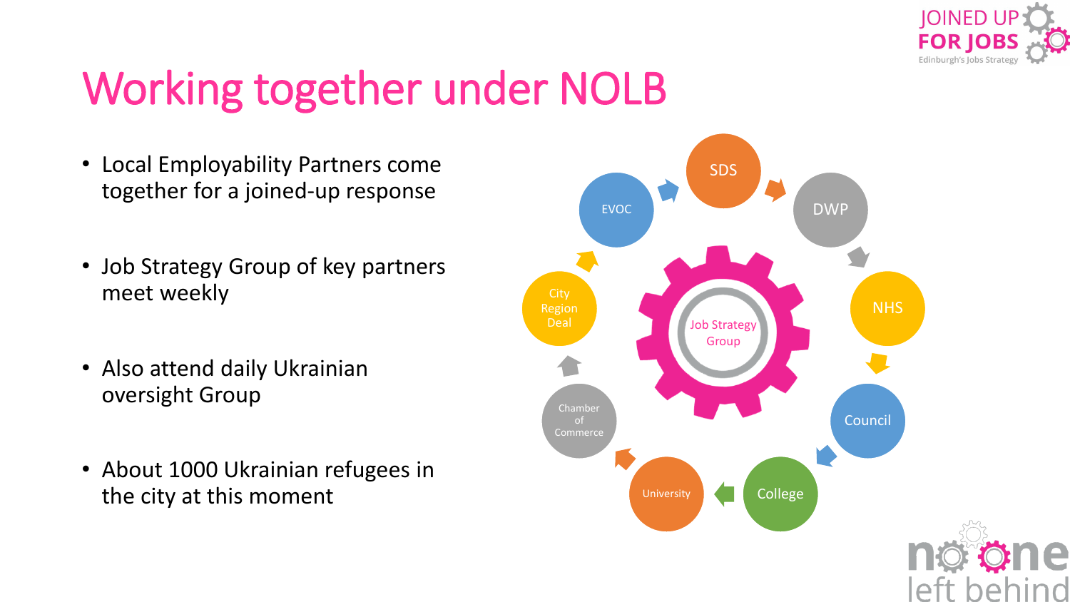# Working together under NOLB

- Local Employability Partners come together for a joined-up response
- Job Strategy Group of key partners meet weekly
- Also attend daily Ukrainian oversight Group
- About 1000 Ukrainian refugees in the city at this moment

Job Strategy Group

SDS, DWP, NHS, Council, College, University, Chamber of Commerce, City Region Deal, EVOC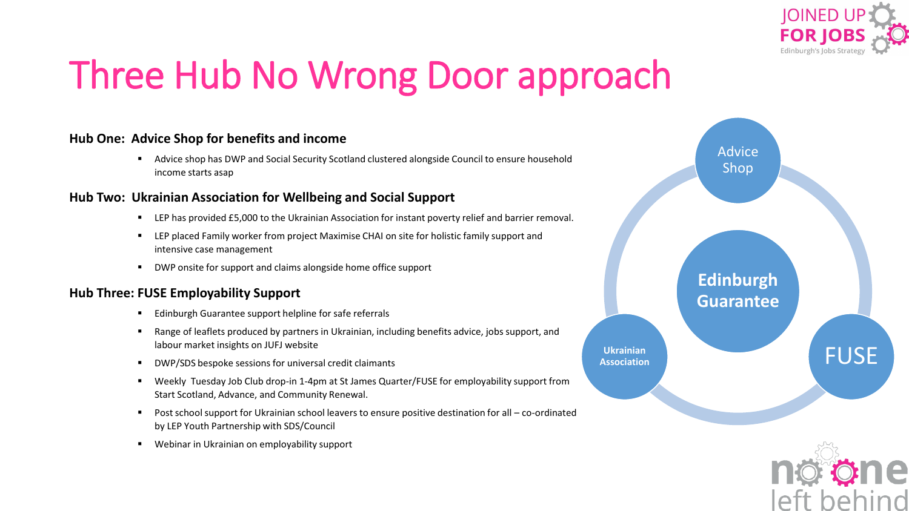# Three Hub No Wrong Door approach

### Hub One: Advice Shop for benefits and income

- Advice shop has DWP and Social Security Scotland clustered alongside Council to ensure household income starts asap

### Hub Two: Ukrainian Association for Wellbeing and Social Support

- LEP has provided £5,000 to the Ukrainian Association for instant poverty relief and barrier removal.
- LEP placed Family worker from project Maximise CHAI on site for holistic family support and intensive case management
- DWP onsite for support and claims alongside home office support

### Hub Three: FUSE Employability Support

- Edinburgh Guarantee support helpline for safe referrals
- Range of leaflets produced by partners in Ukrainian, including benefits advice, jobs support, and labour market insights on JUFJ website
- DWP/SDS bespoke sessions for universal credit claimants
- Weekly Tuesday Job Club drop-in 1-4pm at St James Quarter/FUSE for employability support from Start Scotland, Advance, and Community Renewal.
- Post school support for Ukrainian school leavers to ensure positive destination for all – co-ordinated by LEP Youth Partnership with SDS/Council
- Webinar in Ukrainian on employability support

Advice Shop

Edinburgh Guarantee

Ukrainian Association

FUSE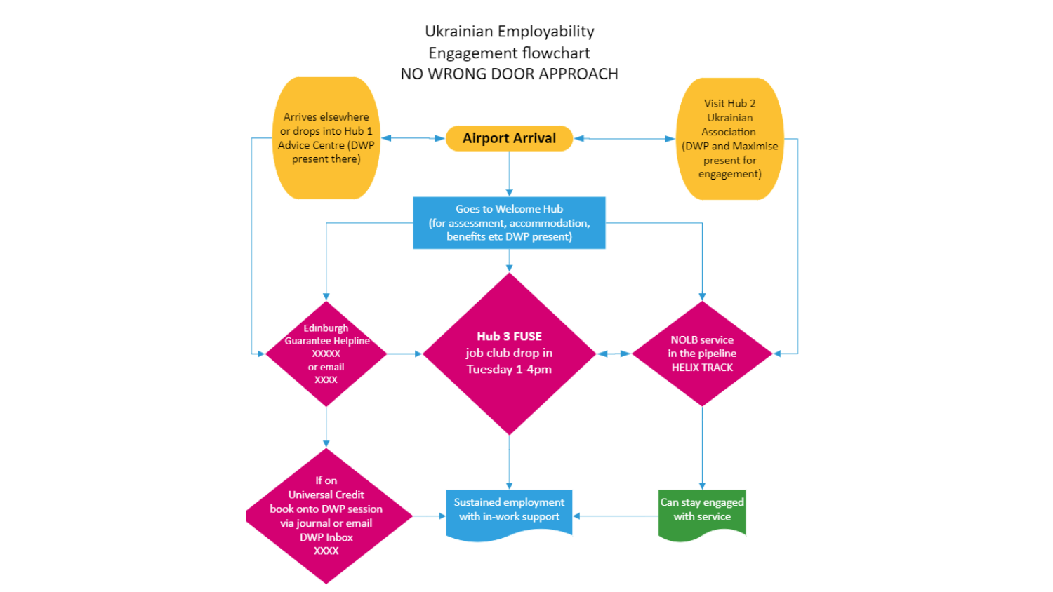# Ukrainian Employability Engagement flowchart

## NO WRONG DOOR APPROACH

Arrives elsewhere or drops into Hub 1 Advice Centre (DWP present there)

**Airport Arrival**

Visit Hub 2 Ukrainian Association (DWP and Maximise present for engagement)

Goes to Welcome Hub (for assessment, accommodation, benefits etc DWP present)

Edinburgh Guarantee Helpline XXXXX or email XXXX

**Hub 3 FUSE** job club drop in Tuesday 1-4pm

NOLB service in the pipeline HELIX TRACK

If on Universal Credit book onto DWP session via journal or email DWP Inbox XXXX

Sustained employment with in-work support

Can stay engaged with service